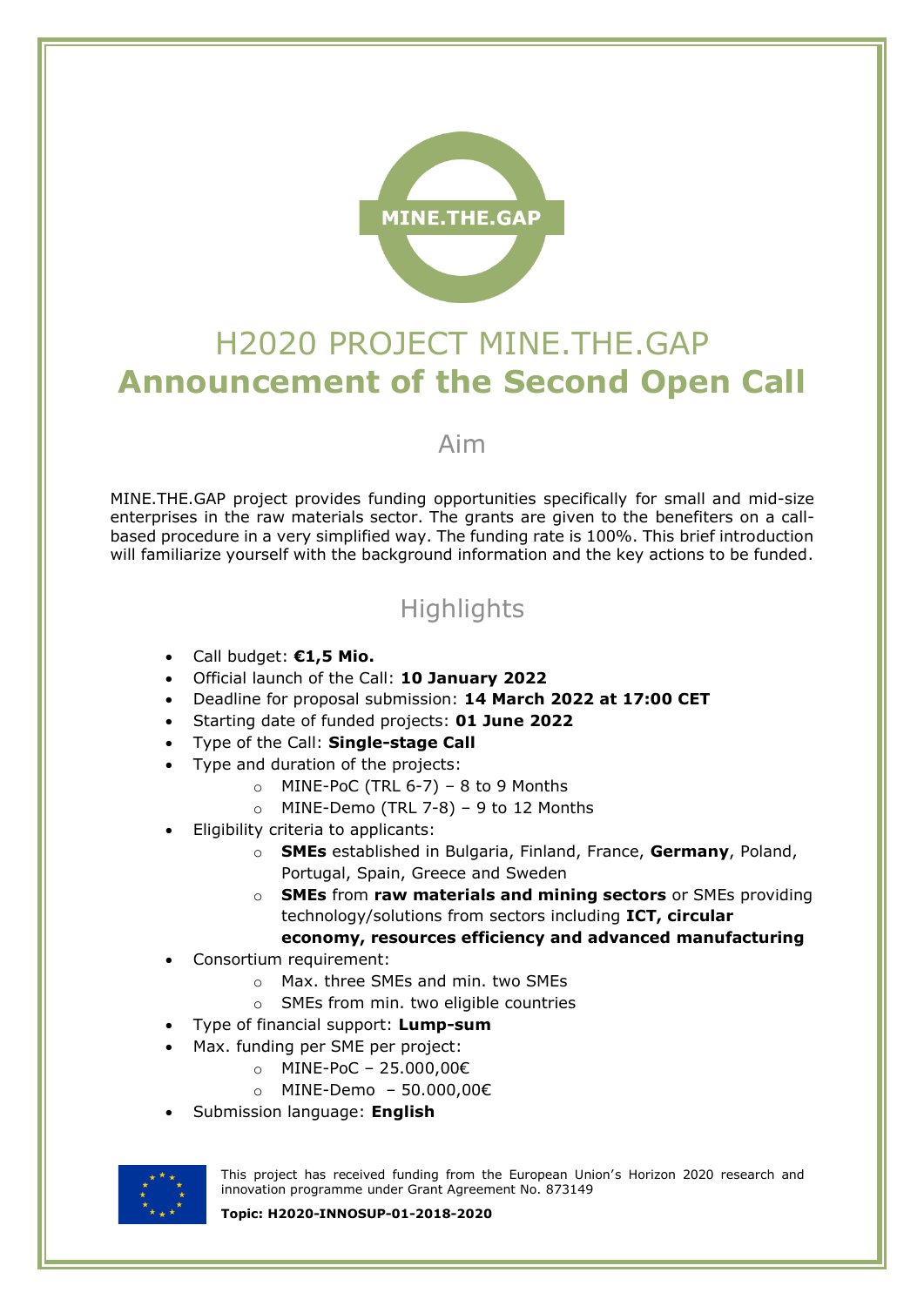MINE.THE.GAP

# H2020 PROJECT MINE.THE.GAP
# **Announcement of the Second Open Call**

## Aim

MINE.THE.GAP project provides funding opportunities specifically for small and mid-size enterprises in the raw materials sector. The grants are given to the benefiters on a call-based procedure in a very simplified way. The funding rate is 100%. This brief introduction will familiarize yourself with the background information and the key actions to be funded.

## Highlights

- Call budget: **€1,5 Mio.**
- Official launch of the Call: **10 January 2022**
- Deadline for proposal submission: **14 March 2022 at 17:00 CET**
- Starting date of funded projects: **01 June 2022**
- Type of the Call: **Single-stage Call**
- Type and duration of the projects:
  - MINE-PoC (TRL 6-7) – 8 to 9 Months
  - MINE-Demo (TRL 7-8) – 9 to 12 Months
- Eligibility criteria to applicants:
  - **SMEs** established in Bulgaria, Finland, France, **Germany**, Poland, Portugal, Spain, Greece and Sweden
  - **SMEs** from **raw materials and mining sectors** or SMEs providing technology/solutions from sectors including **ICT, circular economy, resources efficiency and advanced manufacturing**
- Consortium requirement:
  - Max. three SMEs and min. two SMEs
  - SMEs from min. two eligible countries
- Type of financial support: **Lump-sum**
- Max. funding per SME per project:
  - MINE-PoC – 25.000,00€
  - MINE-Demo – 50.000,00€
- Submission language: **English**

This project has received funding from the European Union's Horizon 2020 research and innovation programme under Grant Agreement No. 873149

**Topic: H2020-INNOSUP-01-2018-2020**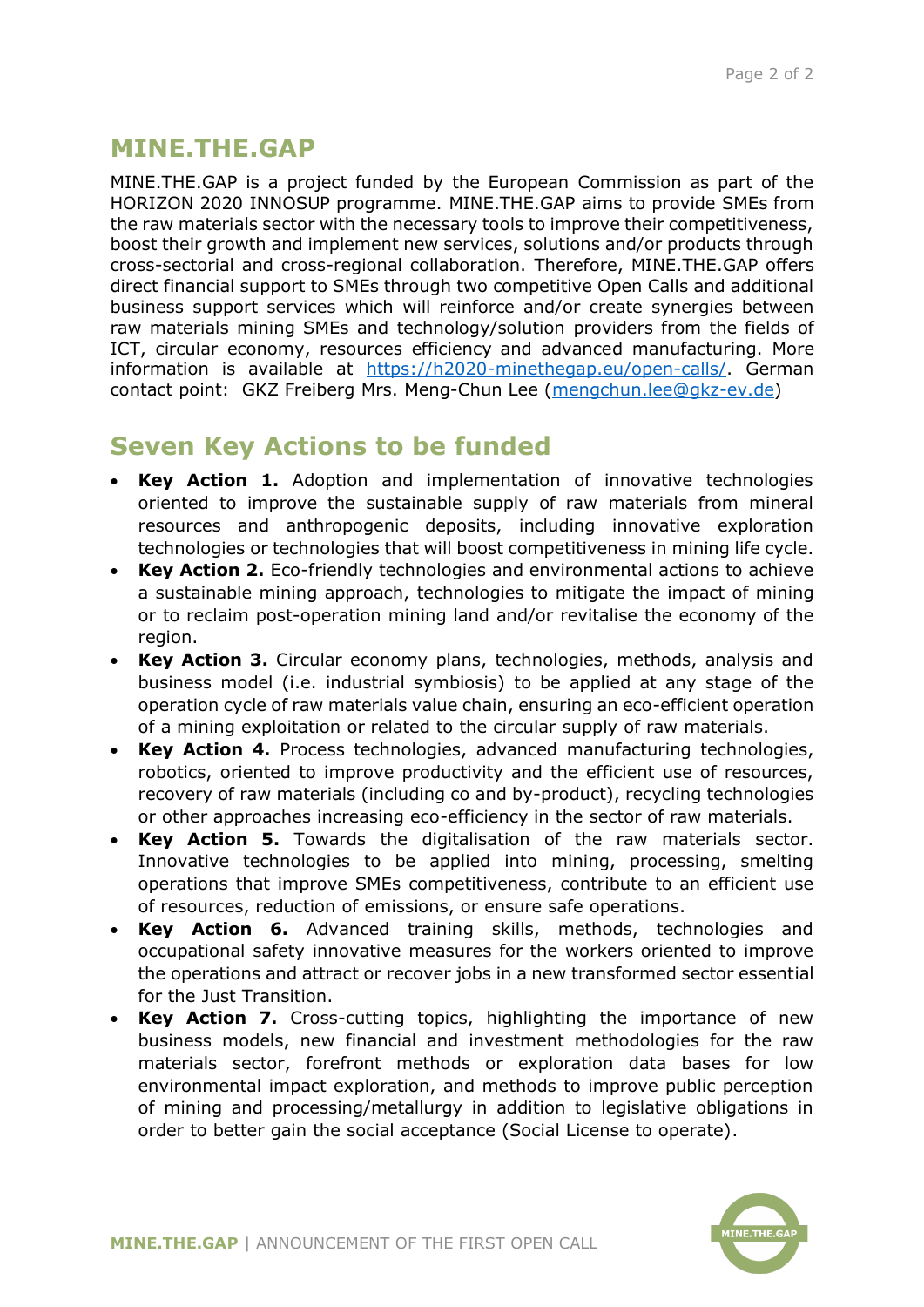## MINE.THE.GAP

MINE.THE.GAP is a project funded by the European Commission as part of the HORIZON 2020 INNOSUP programme. MINE.THE.GAP aims to provide SMEs from the raw materials sector with the necessary tools to improve their competitiveness, boost their growth and implement new services, solutions and/or products through cross-sectorial and cross-regional collaboration. Therefore, MINE.THE.GAP offers direct financial support to SMEs through two competitive Open Calls and additional business support services which will reinforce and/or create synergies between raw materials mining SMEs and technology/solution providers from the fields of ICT, circular economy, resources efficiency and advanced manufacturing. More information is available at https://h2020-minethegap.eu/open-calls/. German contact point: GKZ Freiberg Mrs. Meng-Chun Lee (mengchun.lee@gkz-ev.de)

## Seven Key Actions to be funded

- **Key Action 1.** Adoption and implementation of innovative technologies oriented to improve the sustainable supply of raw materials from mineral resources and anthropogenic deposits, including innovative exploration technologies or technologies that will boost competitiveness in mining life cycle.
- **Key Action 2.** Eco-friendly technologies and environmental actions to achieve a sustainable mining approach, technologies to mitigate the impact of mining or to reclaim post-operation mining land and/or revitalise the economy of the region.
- **Key Action 3.** Circular economy plans, technologies, methods, analysis and business model (i.e. industrial symbiosis) to be applied at any stage of the operation cycle of raw materials value chain, ensuring an eco-efficient operation of a mining exploitation or related to the circular supply of raw materials.
- **Key Action 4.** Process technologies, advanced manufacturing technologies, robotics, oriented to improve productivity and the efficient use of resources, recovery of raw materials (including co and by-product), recycling technologies or other approaches increasing eco-efficiency in the sector of raw materials.
- **Key Action 5.** Towards the digitalisation of the raw materials sector. Innovative technologies to be applied into mining, processing, smelting operations that improve SMEs competitiveness, contribute to an efficient use of resources, reduction of emissions, or ensure safe operations.
- **Key Action 6.** Advanced training skills, methods, technologies and occupational safety innovative measures for the workers oriented to improve the operations and attract or recover jobs in a new transformed sector essential for the Just Transition.
- **Key Action 7.** Cross-cutting topics, highlighting the importance of new business models, new financial and investment methodologies for the raw materials sector, forefront methods or exploration data bases for low environmental impact exploration, and methods to improve public perception of mining and processing/metallurgy in addition to legislative obligations in order to better gain the social acceptance (Social License to operate).